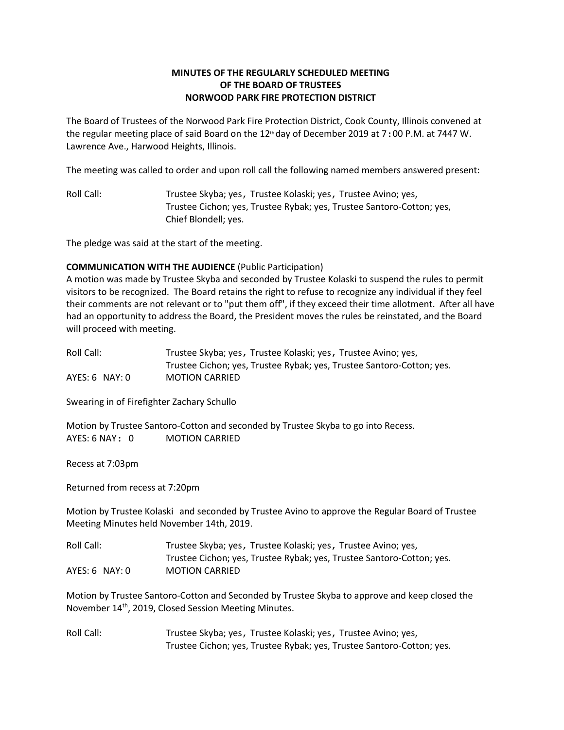**MINUTES OF THE REGULARLY SCHEDULED MEETING OF THE BOARD OF TRUSTEES NORWOOD PARK FIRE PROTECTION DISTRICT**

The Board of Trustees of the Norwood Park Fire Protection District, Cook County, Illinois convened at the regular meeting place of said Board on the 12th day of December 2019 at 7:00 P.M. at 7447 W. Lawrence Ave., Harwood Heights, Illinois.

The meeting was called to order and upon roll call the following named members answered present:

Roll Call: Trustee Skyba; yes, Trustee Kolaski; yes, Trustee Avino; yes, Trustee Cichon; yes, Trustee Rybak; yes, Trustee Santoro-Cotton; yes, Chief Blondell; yes.

The pledge was said at the start of the meeting.

**COMMUNICATION WITH THE AUDIENCE** (Public Participation)
A motion was made by Trustee Skyba and seconded by Trustee Kolaski to suspend the rules to permit visitors to be recognized. The Board retains the right to refuse to recognize any individual if they feel their comments are not relevant or to "put them off", if they exceed their time allotment. After all have had an opportunity to address the Board, the President moves the rules be reinstated, and the Board will proceed with meeting.

Roll Call: Trustee Skyba; yes, Trustee Kolaski; yes, Trustee Avino; yes, Trustee Cichon; yes, Trustee Rybak; yes, Trustee Santoro-Cotton; yes.
AYES: 6 NAY: 0 MOTION CARRIED

Swearing in of Firefighter Zachary Schullo

Motion by Trustee Santoro-Cotton and seconded by Trustee Skyba to go into Recess.
AYES: 6 NAY: 0 MOTION CARRIED

Recess at 7:03pm

Returned from recess at 7:20pm

Motion by Trustee Kolaski and seconded by Trustee Avino to approve the Regular Board of Trustee Meeting Minutes held November 14th, 2019.

Roll Call: Trustee Skyba; yes, Trustee Kolaski; yes, Trustee Avino; yes, Trustee Cichon; yes, Trustee Rybak; yes, Trustee Santoro-Cotton; yes.
AYES: 6 NAY: 0 MOTION CARRIED

Motion by Trustee Santoro-Cotton and Seconded by Trustee Skyba to approve and keep closed the November 14th, 2019, Closed Session Meeting Minutes.

Roll Call: Trustee Skyba; yes, Trustee Kolaski; yes, Trustee Avino; yes, Trustee Cichon; yes, Trustee Rybak; yes, Trustee Santoro-Cotton; yes.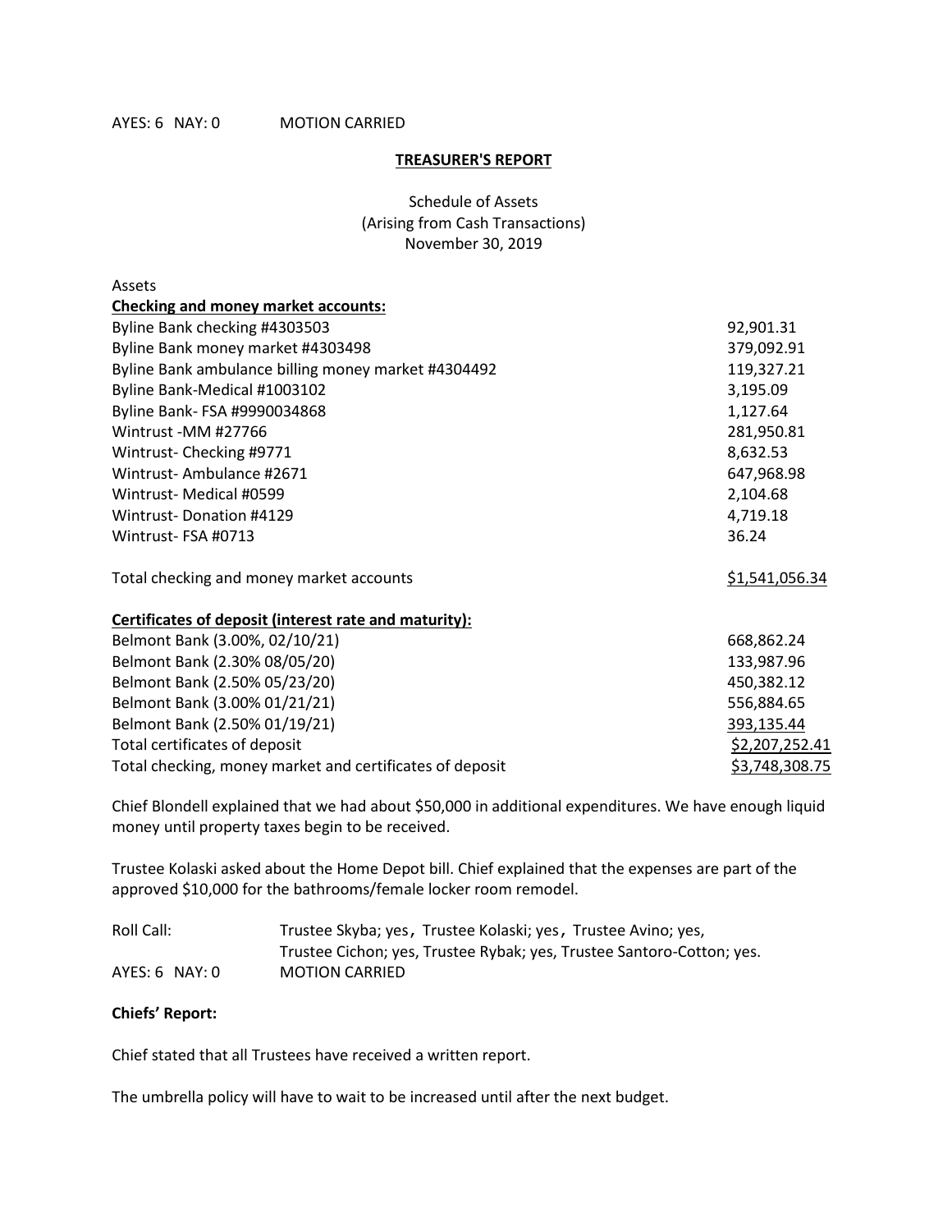AYES: 6 NAY: 0 MOTION CARRIED

**TREASURER'S REPORT**

Schedule of Assets
(Arising from Cash Transactions)
November 30, 2019

Assets

| **Checking and money market accounts:** | |
|---|---|
| Byline Bank checking #4303503 | 92,901.31 |
| Byline Bank money market #4303498 | 379,092.91 |
| Byline Bank ambulance billing money market #4304492 | 119,327.21 |
| Byline Bank-Medical #1003102 | 3,195.09 |
| Byline Bank- FSA #9990034868 | 1,127.64 |
| Wintrust -MM #27766 | 281,950.81 |
| Wintrust- Checking #9771 | 8,632.53 |
| Wintrust- Ambulance #2671 | 647,968.98 |
| Wintrust- Medical #0599 | 2,104.68 |
| Wintrust- Donation #4129 | 4,719.18 |
| Wintrust- FSA #0713 | 36.24 |
| Total checking and money market accounts | $1,541,056.34 |
| **Certificates of deposit (interest rate and maturity):** | |
| Belmont Bank (3.00%, 02/10/21) | 668,862.24 |
| Belmont Bank (2.30% 08/05/20) | 133,987.96 |
| Belmont Bank (2.50% 05/23/20) | 450,382.12 |
| Belmont Bank (3.00% 01/21/21) | 556,884.65 |
| Belmont Bank (2.50% 01/19/21) | 393,135.44 |
| Total certificates of deposit | $2,207,252.41 |
| Total checking, money market and certificates of deposit | $3,748,308.75 |

Chief Blondell explained that we had about $50,000 in additional expenditures. We have enough liquid money until property taxes begin to be received.

Trustee Kolaski asked about the Home Depot bill. Chief explained that the expenses are part of the approved $10,000 for the bathrooms/female locker room remodel.

Roll Call: Trustee Skyba; yes, Trustee Kolaski; yes, Trustee Avino; yes, Trustee Cichon; yes, Trustee Rybak; yes, Trustee Santoro-Cotton; yes.

AYES: 6 NAY: 0 MOTION CARRIED

**Chiefs' Report:**

Chief stated that all Trustees have received a written report.

The umbrella policy will have to wait to be increased until after the next budget.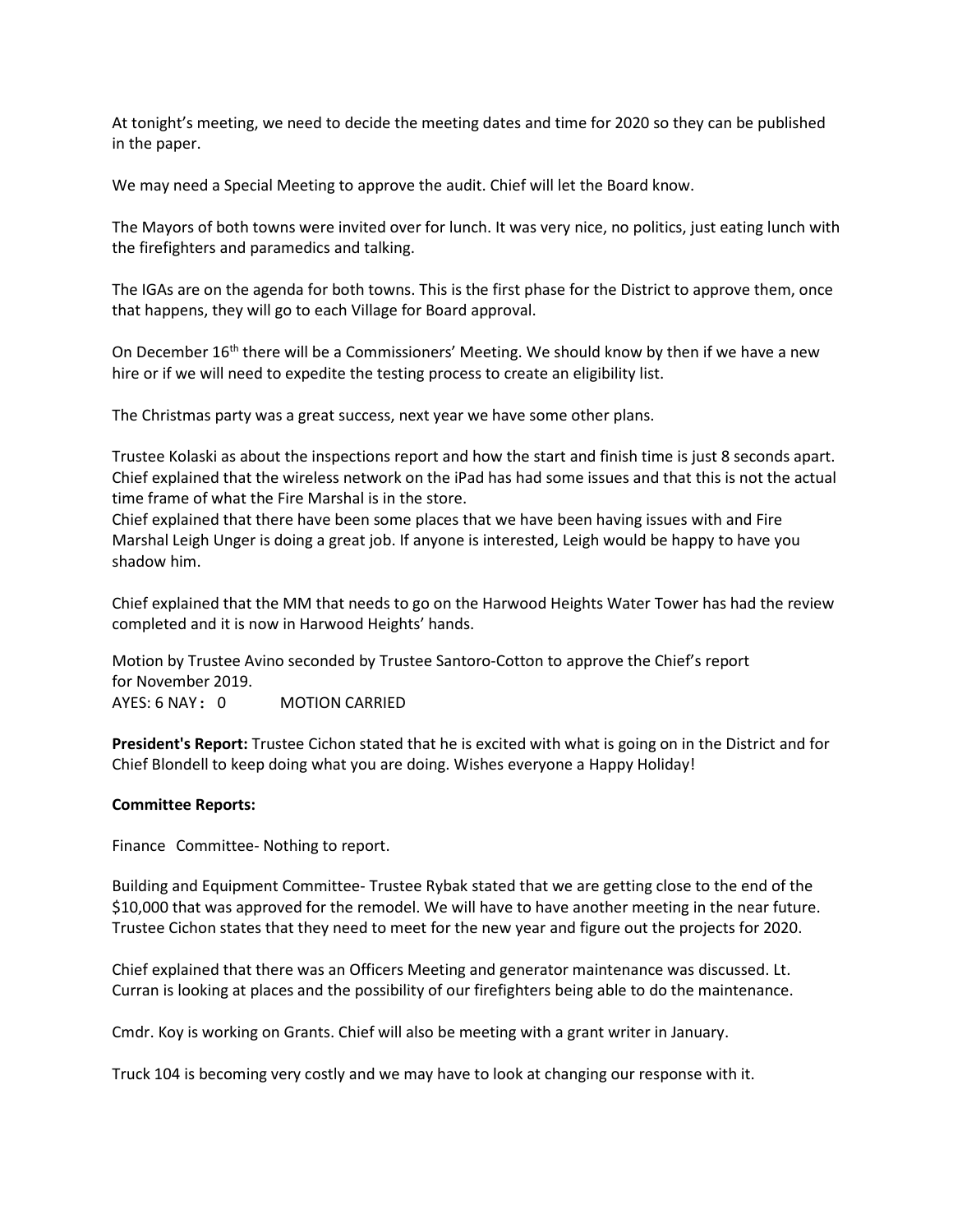At tonight's meeting, we need to decide the meeting dates and time for 2020 so they can be published in the paper.

We may need a Special Meeting to approve the audit. Chief will let the Board know.

The Mayors of both towns were invited over for lunch. It was very nice, no politics, just eating lunch with the firefighters and paramedics and talking.

The IGAs are on the agenda for both towns. This is the first phase for the District to approve them, once that happens, they will go to each Village for Board approval.

On December 16th there will be a Commissioners' Meeting. We should know by then if we have a new hire or if we will need to expedite the testing process to create an eligibility list.

The Christmas party was a great success, next year we have some other plans.

Trustee Kolaski as about the inspections report and how the start and finish time is just 8 seconds apart. Chief explained that the wireless network on the iPad has had some issues and that this is not the actual time frame of what the Fire Marshal is in the store.
Chief explained that there have been some places that we have been having issues with and Fire Marshal Leigh Unger is doing a great job. If anyone is interested, Leigh would be happy to have you shadow him.

Chief explained that the MM that needs to go on the Harwood Heights Water Tower has had the review completed and it is now in Harwood Heights' hands.

Motion by Trustee Avino seconded by Trustee Santoro-Cotton to approve the Chief's report for November 2019.
AYES: 6 NAY: 0 MOTION CARRIED

**President's Report:** Trustee Cichon stated that he is excited with what is going on in the District and for Chief Blondell to keep doing what you are doing. Wishes everyone a Happy Holiday!

**Committee Reports:**

Finance Committee- Nothing to report.

Building and Equipment Committee- Trustee Rybak stated that we are getting close to the end of the $10,000 that was approved for the remodel. We will have to have another meeting in the near future. Trustee Cichon states that they need to meet for the new year and figure out the projects for 2020.

Chief explained that there was an Officers Meeting and generator maintenance was discussed. Lt. Curran is looking at places and the possibility of our firefighters being able to do the maintenance.

Cmdr. Koy is working on Grants. Chief will also be meeting with a grant writer in January.

Truck 104 is becoming very costly and we may have to look at changing our response with it.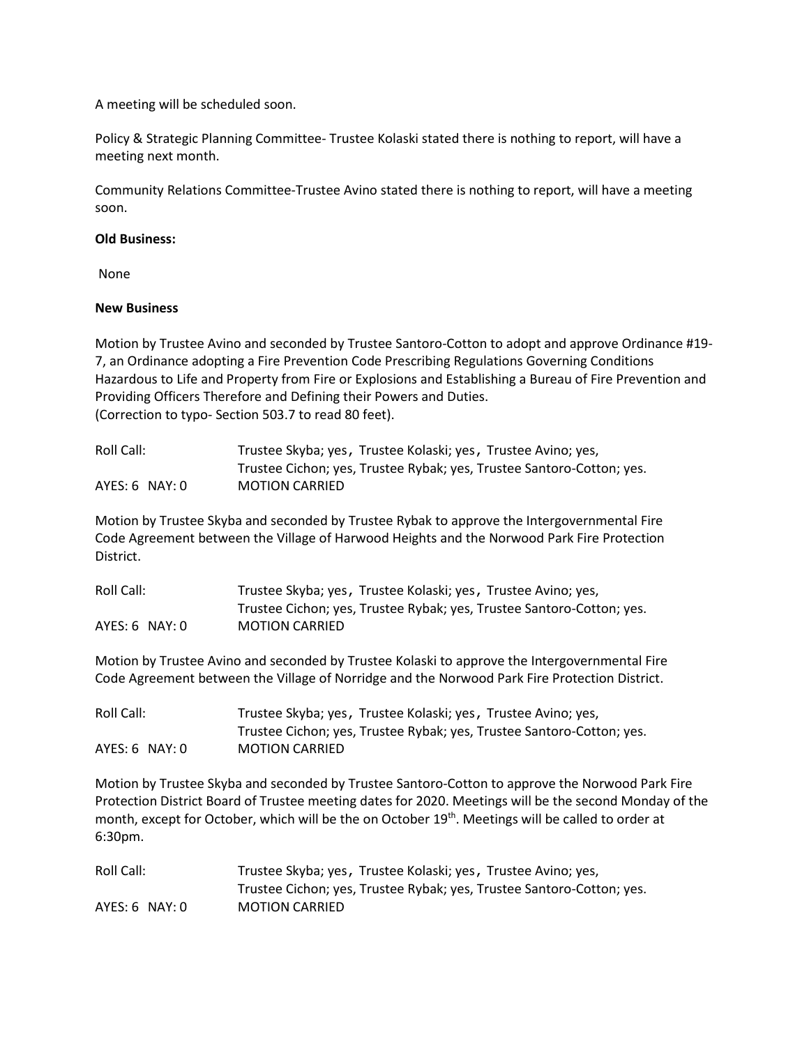A meeting will be scheduled soon.

Policy & Strategic Planning Committee- Trustee Kolaski stated there is nothing to report, will have a meeting next month.

Community Relations Committee-Trustee Avino stated there is nothing to report, will have a meeting soon.

**Old Business:**

None

**New Business**

Motion by Trustee Avino and seconded by Trustee Santoro-Cotton to adopt and approve Ordinance #19-7, an Ordinance adopting a Fire Prevention Code Prescribing Regulations Governing Conditions Hazardous to Life and Property from Fire or Explosions and Establishing a Bureau of Fire Prevention and Providing Officers Therefore and Defining their Powers and Duties.
(Correction to typo- Section 503.7 to read 80 feet).

Roll Call: Trustee Skyba; yes, Trustee Kolaski; yes, Trustee Avino; yes, Trustee Cichon; yes, Trustee Rybak; yes, Trustee Santoro-Cotton; yes.
AYES: 6 NAY: 0 MOTION CARRIED

Motion by Trustee Skyba and seconded by Trustee Rybak to approve the Intergovernmental Fire Code Agreement between the Village of Harwood Heights and the Norwood Park Fire Protection District.

Roll Call: Trustee Skyba; yes, Trustee Kolaski; yes, Trustee Avino; yes, Trustee Cichon; yes, Trustee Rybak; yes, Trustee Santoro-Cotton; yes.
AYES: 6 NAY: 0 MOTION CARRIED

Motion by Trustee Avino and seconded by Trustee Kolaski to approve the Intergovernmental Fire Code Agreement between the Village of Norridge and the Norwood Park Fire Protection District.

Roll Call: Trustee Skyba; yes, Trustee Kolaski; yes, Trustee Avino; yes, Trustee Cichon; yes, Trustee Rybak; yes, Trustee Santoro-Cotton; yes.
AYES: 6 NAY: 0 MOTION CARRIED

Motion by Trustee Skyba and seconded by Trustee Santoro-Cotton to approve the Norwood Park Fire Protection District Board of Trustee meeting dates for 2020. Meetings will be the second Monday of the month, except for October, which will be the on October 19th. Meetings will be called to order at 6:30pm.

Roll Call: Trustee Skyba; yes, Trustee Kolaski; yes, Trustee Avino; yes, Trustee Cichon; yes, Trustee Rybak; yes, Trustee Santoro-Cotton; yes.
AYES: 6 NAY: 0 MOTION CARRIED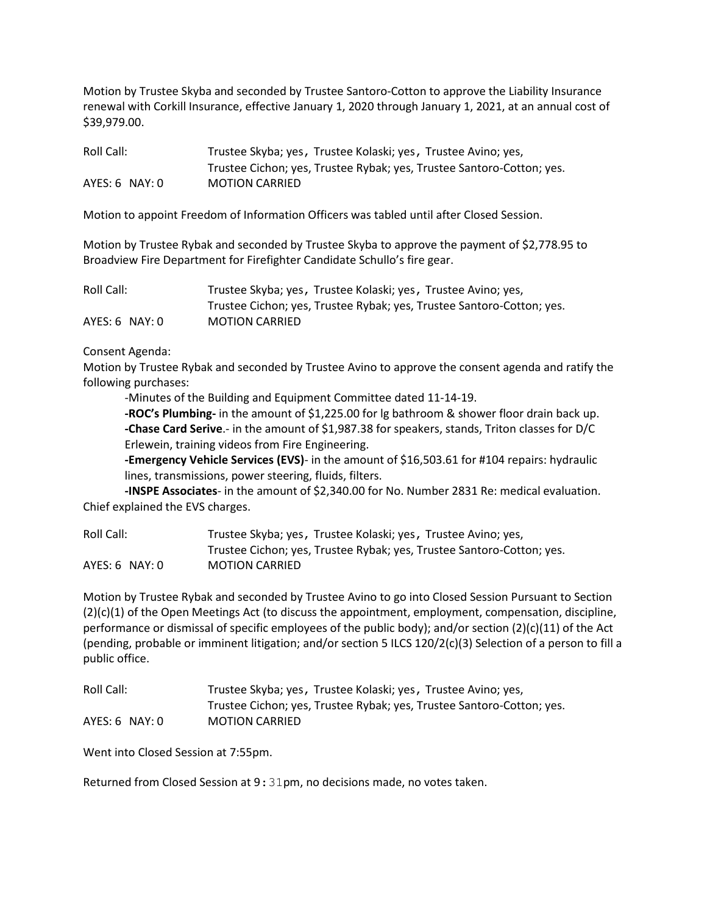Motion by Trustee Skyba and seconded by Trustee Santoro-Cotton to approve the Liability Insurance renewal with Corkill Insurance, effective January 1, 2020 through January 1, 2021, at an annual cost of $39,979.00.

Roll Call: Trustee Skyba; yes, Trustee Kolaski; yes, Trustee Avino; yes,
Trustee Cichon; yes, Trustee Rybak; yes, Trustee Santoro-Cotton; yes.
AYES: 6 NAY: 0 MOTION CARRIED

Motion to appoint Freedom of Information Officers was tabled until after Closed Session.

Motion by Trustee Rybak and seconded by Trustee Skyba to approve the payment of $2,778.95 to Broadview Fire Department for Firefighter Candidate Schullo's fire gear.

Roll Call: Trustee Skyba; yes, Trustee Kolaski; yes, Trustee Avino; yes,
Trustee Cichon; yes, Trustee Rybak; yes, Trustee Santoro-Cotton; yes.
AYES: 6 NAY: 0 MOTION CARRIED

Consent Agenda:
Motion by Trustee Rybak and seconded by Trustee Avino to approve the consent agenda and ratify the following purchases:

-Minutes of the Building and Equipment Committee dated 11-14-19.

**-ROC's Plumbing-** in the amount of $1,225.00 for lg bathroom & shower floor drain back up.

**-Chase Card Serive**.- in the amount of $1,987.38 for speakers, stands, Triton classes for D/C Erlewein, training videos from Fire Engineering.

**-Emergency Vehicle Services (EVS)**- in the amount of $16,503.61 for #104 repairs: hydraulic lines, transmissions, power steering, fluids, filters.

**-INSPE Associates**- in the amount of $2,340.00 for No. Number 2831 Re: medical evaluation.

Chief explained the EVS charges.

Roll Call: Trustee Skyba; yes, Trustee Kolaski; yes, Trustee Avino; yes,
Trustee Cichon; yes, Trustee Rybak; yes, Trustee Santoro-Cotton; yes.
AYES: 6 NAY: 0 MOTION CARRIED

Motion by Trustee Rybak and seconded by Trustee Avino to go into Closed Session Pursuant to Section (2)(c)(1) of the Open Meetings Act (to discuss the appointment, employment, compensation, discipline, performance or dismissal of specific employees of the public body); and/or section (2)(c)(11) of the Act (pending, probable or imminent litigation; and/or section 5 ILCS 120/2(c)(3) Selection of a person to fill a public office.

Roll Call: Trustee Skyba; yes, Trustee Kolaski; yes, Trustee Avino; yes,
Trustee Cichon; yes, Trustee Rybak; yes, Trustee Santoro-Cotton; yes.
AYES: 6 NAY: 0 MOTION CARRIED

Went into Closed Session at 7:55pm.

Returned from Closed Session at 9:31pm, no decisions made, no votes taken.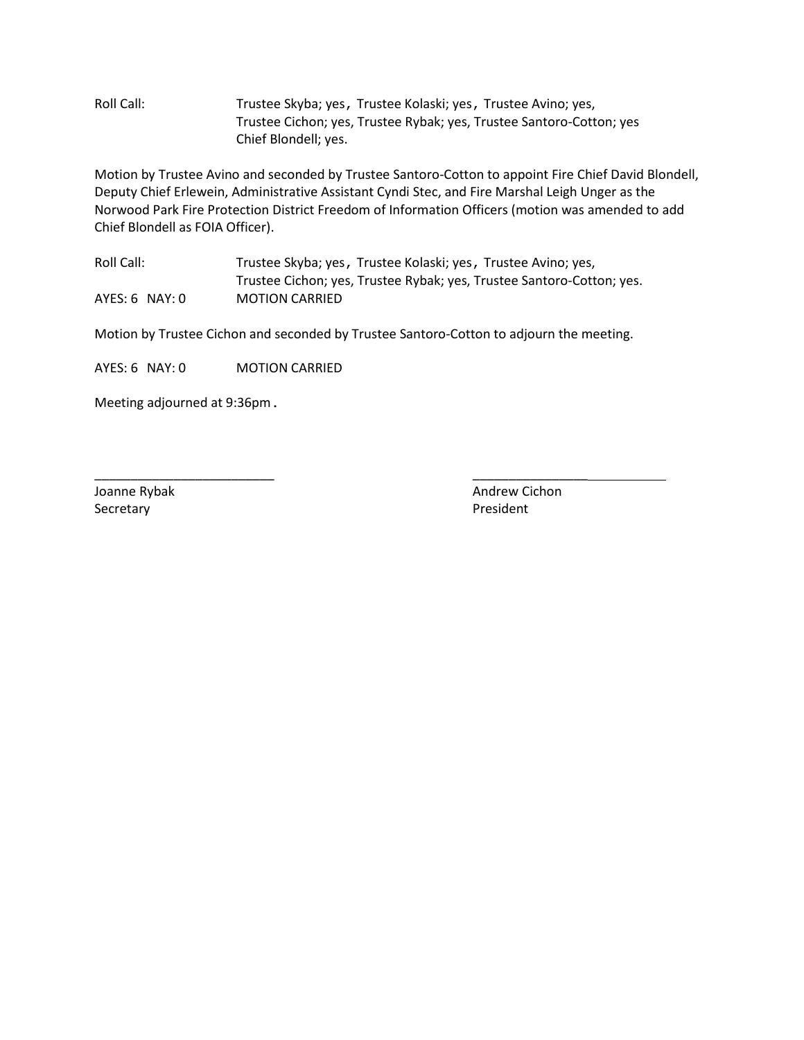Roll Call: Trustee Skyba; yes, Trustee Kolaski; yes, Trustee Avino; yes, Trustee Cichon; yes, Trustee Rybak; yes, Trustee Santoro-Cotton; yes Chief Blondell; yes.

Motion by Trustee Avino and seconded by Trustee Santoro-Cotton to appoint Fire Chief David Blondell, Deputy Chief Erlewein, Administrative Assistant Cyndi Stec, and Fire Marshal Leigh Unger as the Norwood Park Fire Protection District Freedom of Information Officers (motion was amended to add Chief Blondell as FOIA Officer).

Roll Call: Trustee Skyba; yes, Trustee Kolaski; yes, Trustee Avino; yes, Trustee Cichon; yes, Trustee Rybak; yes, Trustee Santoro-Cotton; yes.

AYES: 6 NAY: 0 MOTION CARRIED

Motion by Trustee Cichon and seconded by Trustee Santoro-Cotton to adjourn the meeting.

AYES: 6 NAY: 0 MOTION CARRIED

Meeting adjourned at 9:36pm.

\_\_\_\_\_\_\_\_\_\_\_\_\_\_\_\_\_\_\_\_\_\_\_\_\_
Joanne Rybak
Secretary

\_\_\_\_\_\_\_\_\_\_\_\_\_\_\_\_\_\_\_\_\_\_\_\_\_
Andrew Cichon
President